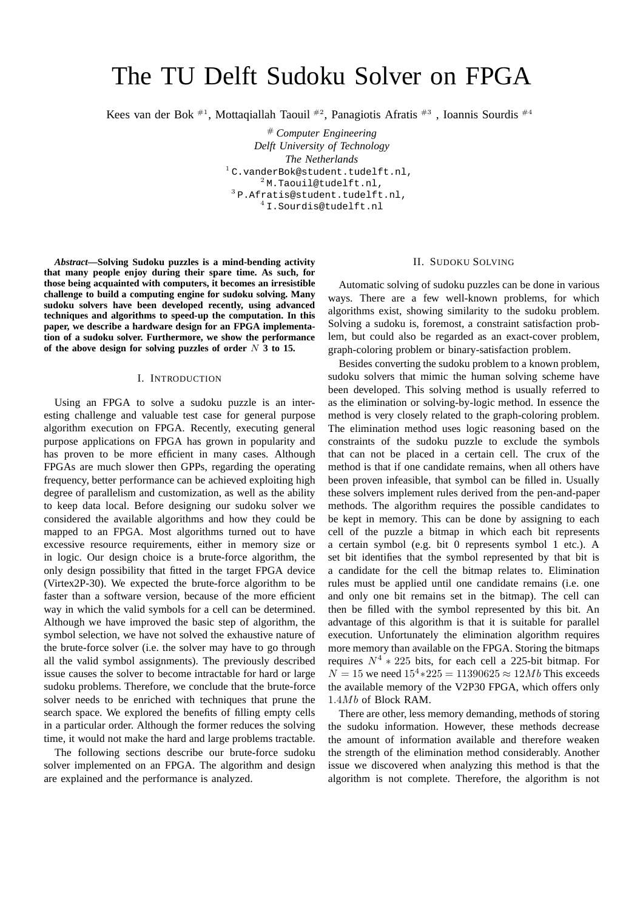# The TU Delft Sudoku Solver on FPGA

Kees van der Bok [#1], Mottaqiallah Taouil [#2], Panagiotis Afratis [#3] , Ioannis Sourdis [#4]

[#] *Computer Engineering*
*Delft University of Technology*
*The Netherlands*
[1] C.vanderBok@student.tudelft.nl,
[2] M.Taouil@tudelft.nl,
[3] P.Afratis@student.tudelft.nl,
[4] I.Sourdis@tudelft.nl

***Abstract*—Solving Sudoku puzzles is a mind-bending activity that many people enjoy during their spare time. As such, for those being acquainted with computers, it becomes an irresistible challenge to build a computing engine for sudoku solving. Many sudoku solvers have been developed recently, using advanced techniques and algorithms to speed-up the computation. In this paper, we describe a hardware design for an FPGA implementation of a sudoku solver. Furthermore, we show the performance of the above design for solving puzzles of order $N$ 3 to 15.**

## I. Introduction

Using an FPGA to solve a sudoku puzzle is an interesting challenge and valuable test case for general purpose algorithm execution on FPGA. Recently, executing general purpose applications on FPGA has grown in popularity and has proven to be more efficient in many cases. Although FPGAs are much slower then GPPs, regarding the operating frequency, better performance can be achieved exploiting high degree of parallelism and customization, as well as the ability to keep data local. Before designing our sudoku solver we considered the available algorithms and how they could be mapped to an FPGA. Most algorithms turned out to have excessive resource requirements, either in memory size or in logic. Our design choice is a brute-force algorithm, the only design possibility that fitted in the target FPGA device (Virtex2P-30). We expected the brute-force algorithm to be faster than a software version, because of the more efficient way in which the valid symbols for a cell can be determined. Although we have improved the basic step of algorithm, the symbol selection, we have not solved the exhaustive nature of the brute-force solver (i.e. the solver may have to go through all the valid symbol assignments). The previously described issue causes the solver to become intractable for hard or large sudoku problems. Therefore, we conclude that the brute-force solver needs to be enriched with techniques that prune the search space. We explored the benefits of filling empty cells in a particular order. Although the former reduces the solving time, it would not make the hard and large problems tractable.

The following sections describe our brute-force sudoku solver implemented on an FPGA. The algorithm and design are explained and the performance is analyzed.

## II. Sudoku Solving

Automatic solving of sudoku puzzles can be done in various ways. There are a few well-known problems, for which algorithms exist, showing similarity to the sudoku problem. Solving a sudoku is, foremost, a constraint satisfaction problem, but could also be regarded as an exact-cover problem, graph-coloring problem or binary-satisfaction problem.

Besides converting the sudoku problem to a known problem, sudoku solvers that mimic the human solving scheme have been developed. This solving method is usually referred to as the elimination or solving-by-logic method. In essence the method is very closely related to the graph-coloring problem. The elimination method uses logic reasoning based on the constraints of the sudoku puzzle to exclude the symbols that can not be placed in a certain cell. The crux of the method is that if one candidate remains, when all others have been proven infeasible, that symbol can be filled in. Usually these solvers implement rules derived from the pen-and-paper methods. The algorithm requires the possible candidates to be kept in memory. This can be done by assigning to each cell of the puzzle a bitmap in which each bit represents a certain symbol (e.g. bit 0 represents symbol 1 etc.). A set bit identifies that the symbol represented by that bit is a candidate for the cell the bitmap relates to. Elimination rules must be applied until one candidate remains (i.e. one and only one bit remains set in the bitmap). The cell can then be filled with the symbol represented by this bit. An advantage of this algorithm is that it is suitable for parallel execution. Unfortunately the elimination algorithm requires more memory than available on the FPGA. Storing the bitmaps requires $N^4 * 225$ bits, for each cell a 225-bit bitmap. For $N = 15$ we need $15^4 * 225 = 11390625 \approx 12Mb$ This exceeds the available memory of the V2P30 FPGA, which offers only $1.4Mb$ of Block RAM.

There are other, less memory demanding, methods of storing the sudoku information. However, these methods decrease the amount of information available and therefore weaken the strength of the elimination method considerably. Another issue we discovered when analyzing this method is that the algorithm is not complete. Therefore, the algorithm is not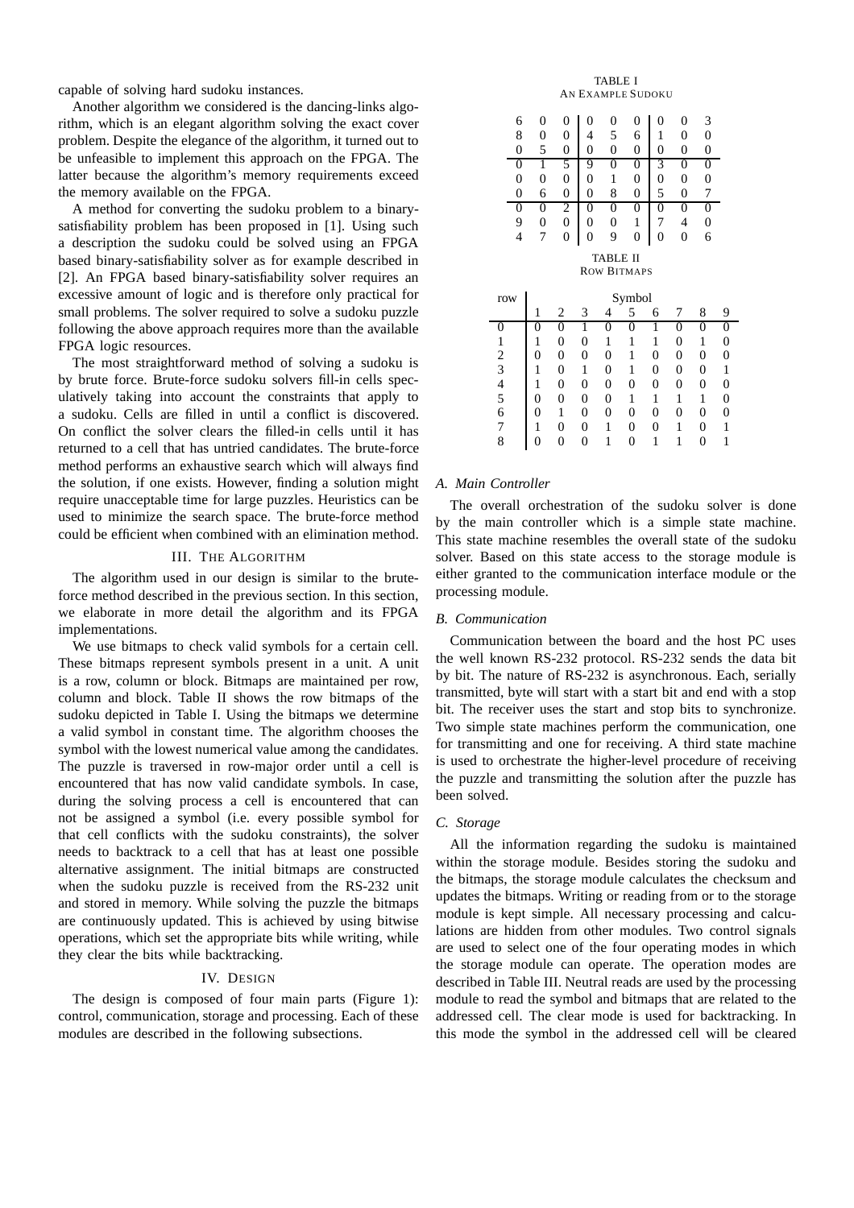capable of solving hard sudoku instances.

Another algorithm we considered is the dancing-links algorithm, which is an elegant algorithm solving the exact cover problem. Despite the elegance of the algorithm, it turned out to be unfeasible to implement this approach on the FPGA. The latter because the algorithm's memory requirements exceed the memory available on the FPGA.

A method for converting the sudoku problem to a binary-satisfiability problem has been proposed in [1]. Using such a description the sudoku could be solved using an FPGA based binary-satisfiability solver as for example described in [2]. An FPGA based binary-satisfiability solver requires an excessive amount of logic and is therefore only practical for small problems. The solver required to solve a sudoku puzzle following the above approach requires more than the available FPGA logic resources.

The most straightforward method of solving a sudoku is by brute force. Brute-force sudoku solvers fill-in cells speculatively taking into account the constraints that apply to a sudoku. Cells are filled in until a conflict is discovered. On conflict the solver clears the filled-in cells until it has returned to a cell that has untried candidates. The brute-force method performs an exhaustive search which will always find the solution, if one exists. However, finding a solution might require unacceptable time for large puzzles. Heuristics can be used to minimize the search space. The brute-force method could be efficient when combined with an elimination method.

## III. The Algorithm

The algorithm used in our design is similar to the brute-force method described in the previous section. In this section, we elaborate in more detail the algorithm and its FPGA implementations.

We use bitmaps to check valid symbols for a certain cell. These bitmaps represent symbols present in a unit. A unit is a row, column or block. Bitmaps are maintained per row, column and block. Table II shows the row bitmaps of the sudoku depicted in Table I. Using the bitmaps we determine a valid symbol in constant time. The algorithm chooses the symbol with the lowest numerical value among the candidates. The puzzle is traversed in row-major order until a cell is encountered that has now valid candidate symbols. In case, during the solving process a cell is encountered that can not be assigned a symbol (i.e. every possible symbol for that cell conflicts with the sudoku constraints), the solver needs to backtrack to a cell that has at least one possible alternative assignment. The initial bitmaps are constructed when the sudoku puzzle is received from the RS-232 unit and stored in memory. While solving the puzzle the bitmaps are continuously updated. This is achieved by using bitwise operations, which set the appropriate bits while writing, while they clear the bits while backtracking.

## IV. Design

The design is composed of four main parts (Figure 1): control, communication, storage and processing. Each of these modules are described in the following subsections.

TABLE I
An Example Sudoku

| | | | | | | | | |
|---|---|---|---|---|---|---|---|---|
| 6 | 0 | 0 | 0 | 0 | 0 | 0 | 0 | 3 |
| 8 | 0 | 0 | 4 | 5 | 6 | 1 | 0 | 0 |
| 0 | 5 | 0 | 0 | 0 | 0 | 0 | 0 | 0 |
| 0 | 1 | 5 | 9 | 0 | 0 | 3 | 0 | 0 |
| 0 | 0 | 0 | 0 | 1 | 0 | 0 | 0 | 0 |
| 0 | 6 | 0 | 0 | 8 | 0 | 5 | 0 | 7 |
| 0 | 0 | 2 | 0 | 0 | 0 | 0 | 0 | 0 |
| 9 | 0 | 0 | 0 | 0 | 1 | 7 | 4 | 0 |
| 4 | 7 | 0 | 0 | 9 | 0 | 0 | 0 | 6 |

TABLE II
Row Bitmaps

| row | Symbol | | | | | | | | |
|---|---|---|---|---|---|---|---|---|---|
| | 1 | 2 | 3 | 4 | 5 | 6 | 7 | 8 | 9 |
| 0 | 0 | 0 | 1 | 0 | 0 | 1 | 0 | 0 | 0 |
| 1 | 1 | 0 | 0 | 1 | 1 | 1 | 0 | 1 | 0 |
| 2 | 0 | 0 | 0 | 0 | 1 | 0 | 0 | 0 | 0 |
| 3 | 1 | 0 | 1 | 0 | 1 | 0 | 0 | 0 | 1 |
| 4 | 1 | 0 | 0 | 0 | 0 | 0 | 0 | 0 | 0 |
| 5 | 0 | 0 | 0 | 0 | 1 | 1 | 1 | 1 | 0 |
| 6 | 0 | 1 | 0 | 0 | 0 | 0 | 0 | 0 | 0 |
| 7 | 1 | 0 | 0 | 1 | 0 | 0 | 1 | 0 | 1 |
| 8 | 0 | 0 | 0 | 1 | 0 | 1 | 1 | 0 | 1 |

### A. Main Controller

The overall orchestration of the sudoku solver is done by the main controller which is a simple state machine. This state machine resembles the overall state of the sudoku solver. Based on this state access to the storage module is either granted to the communication interface module or the processing module.

### B. Communication

Communication between the board and the host PC uses the well known RS-232 protocol. RS-232 sends the data bit by bit. The nature of RS-232 is asynchronous. Each, serially transmitted, byte will start with a start bit and end with a stop bit. The receiver uses the start and stop bits to synchronize. Two simple state machines perform the communication, one for transmitting and one for receiving. A third state machine is used to orchestrate the higher-level procedure of receiving the puzzle and transmitting the solution after the puzzle has been solved.

### C. Storage

All the information regarding the sudoku is maintained within the storage module. Besides storing the sudoku and the bitmaps, the storage module calculates the checksum and updates the bitmaps. Writing or reading from or to the storage module is kept simple. All necessary processing and calculations are hidden from other modules. Two control signals are used to select one of the four operating modes in which the storage module can operate. The operation modes are described in Table III. Neutral reads are used by the processing module to read the symbol and bitmaps that are related to the addressed cell. The clear mode is used for backtracking. In this mode the symbol in the addressed cell will be cleared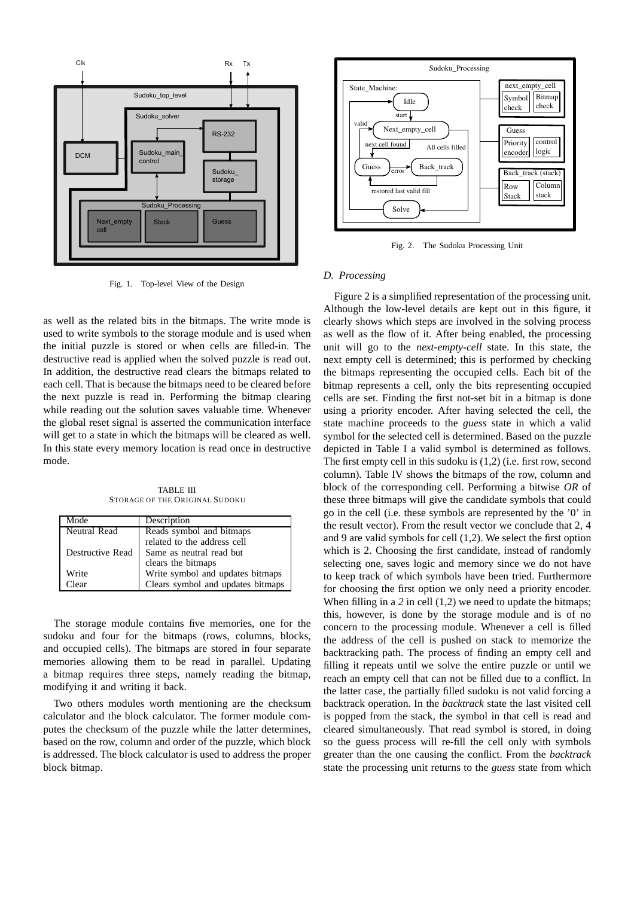Fig. 1. Top-level View of the Design

as well as the related bits in the bitmaps. The write mode is used to write symbols to the storage module and is used when the initial puzzle is stored or when cells are filled-in. The destructive read is applied when the solved puzzle is read out. In addition, the destructive read clears the bitmaps related to each cell. That is because the bitmaps need to be cleared before the next puzzle is read in. Performing the bitmap clearing while reading out the solution saves valuable time. Whenever the global reset signal is asserted the communication interface will get to a state in which the bitmaps will be cleared as well. In this state every memory location is read once in destructive mode.

TABLE III
STORAGE OF THE ORIGINAL SUDOKU

| Mode | Description |
|---|---|
| Neutral Read | Reads symbol and bitmaps related to the address cell |
| Destructive Read | Same as neutral read but clears the bitmaps |
| Write | Write symbol and updates bitmaps |
| Clear | Clears symbol and updates bitmaps |

The storage module contains five memories, one for the sudoku and four for the bitmaps (rows, columns, blocks, and occupied cells). The bitmaps are stored in four separate memories allowing them to be read in parallel. Updating a bitmap requires three steps, namely reading the bitmap, modifying it and writing it back.

Two others modules worth mentioning are the checksum calculator and the block calculator. The former module computes the checksum of the puzzle while the latter determines, based on the row, column and order of the puzzle, which block is addressed. The block calculator is used to address the proper block bitmap.

Fig. 2. The Sudoku Processing Unit

### D. Processing

Figure 2 is a simplified representation of the processing unit. Although the low-level details are kept out in this figure, it clearly shows which steps are involved in the solving process as well as the flow of it. After being enabled, the processing unit will go to the *next-empty-cell* state. In this state, the next empty cell is determined; this is performed by checking the bitmaps representing the occupied cells. Each bit of the bitmap represents a cell, only the bits representing occupied cells are set. Finding the first not-set bit in a bitmap is done using a priority encoder. After having selected the cell, the state machine proceeds to the *guess* state in which a valid symbol for the selected cell is determined. Based on the puzzle depicted in Table I a valid symbol is determined as follows. The first empty cell in this sudoku is (1,2) (i.e. first row, second column). Table IV shows the bitmaps of the row, column and block of the corresponding cell. Performing a bitwise *OR* of these three bitmaps will give the candidate symbols that could go in the cell (i.e. these symbols are represented by the '0' in the result vector). From the result vector we conclude that 2, 4 and 9 are valid symbols for cell (1,2). We select the first option which is 2. Choosing the first candidate, instead of randomly selecting one, saves logic and memory since we do not have to keep track of which symbols have been tried. Furthermore for choosing the first option we only need a priority encoder. When filling in a *2* in cell (1,2) we need to update the bitmaps; this, however, is done by the storage module and is of no concern to the processing module. Whenever a cell is filled the address of the cell is pushed on stack to memorize the backtracking path. The process of finding an empty cell and filling it repeats until we solve the entire puzzle or until we reach an empty cell that can not be filled due to a conflict. In the latter case, the partially filled sudoku is not valid forcing a backtrack operation. In the *backtrack* state the last visited cell is popped from the stack, the symbol in that cell is read and cleared simultaneously. That read symbol is stored, in doing so the guess process will re-fill the cell only with symbols greater than the one causing the conflict. From the *backtrack* state the processing unit returns to the *guess* state from which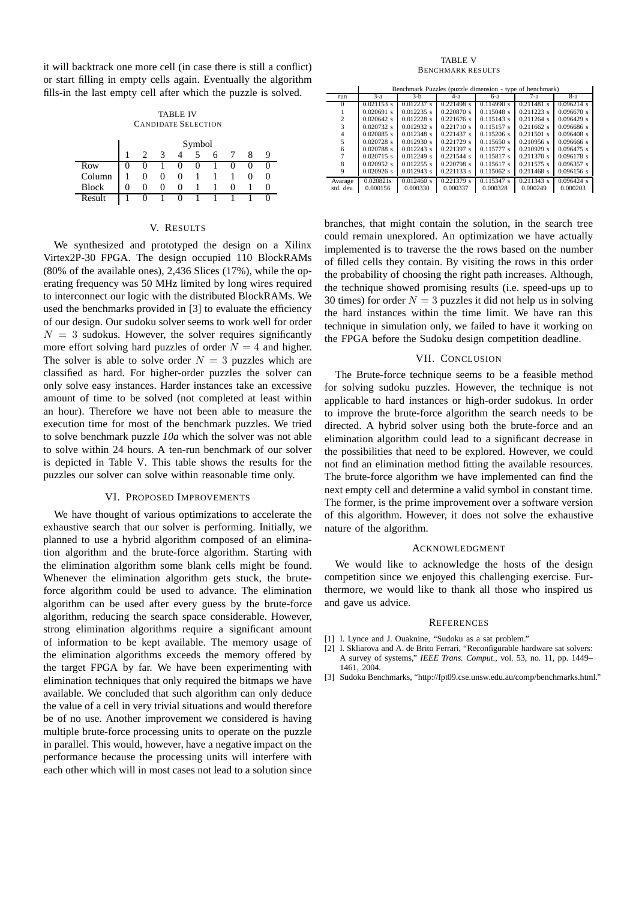it will backtrack one more cell (in case there is still a conflict) or start filling in empty cells again. Eventually the algorithm fills-in the last empty cell after which the puzzle is solved.

TABLE IV
CANDIDATE SELECTION

| | Symbol | | | | | | | | |
|---|---|---|---|---|---|---|---|---|---|
| | 1 | 2 | 3 | 4 | 5 | 6 | 7 | 8 | 9 |
| Row | 0 | 0 | 1 | 0 | 0 | 1 | 0 | 0 | 0 |
| Column | 1 | 0 | 0 | 0 | 1 | 1 | 1 | 0 | 0 |
| Block | 0 | 0 | 0 | 0 | 1 | 1 | 0 | 1 | 0 |
| Result | 1 | 0 | 1 | 0 | 1 | 1 | 1 | 1 | 0 |

## V. RESULTS

We synthesized and prototyped the design on a Xilinx Virtex2P-30 FPGA. The design occupied 110 BlockRAMs (80% of the available ones), 2,436 Slices (17%), while the operating frequency was 50 MHz limited by long wires required to interconnect our logic with the distributed BlockRAMs. We used the benchmarks provided in [3] to evaluate the efficiency of our design. Our sudoku solver seems to work well for order $N = 3$ sudokus. However, the solver requires significantly more effort solving hard puzzles of order $N = 4$ and higher. The solver is able to solve order $N = 3$ puzzles which are classified as hard. For higher-order puzzles the solver can only solve easy instances. Harder instances take an excessive amount of time to be solved (not completed at least within an hour). Therefore we have not been able to measure the execution time for most of the benchmark puzzles. We tried to solve benchmark puzzle *10a* which the solver was not able to solve within 24 hours. A ten-run benchmark of our solver is depicted in Table V. This table shows the results for the puzzles our solver can solve within reasonable time only.

TABLE V
BENCHMARK RESULTS

| | Benchmark Puzzles (puzzle dimension - type of benchmark) | | | | | |
|---|---|---|---|---|---|---|
| run | 3-a | 3-b | 4-a | 6-a | 7-a | 8-a |
| 0 | 0.021153 s | 0.012237 s | 0.221498 s | 0.114990 s | 0.211481 s | 0.096214 s |
| 1 | 0.020691 s | 0.012235 s | 0.220870 s | 0.115048 s | 0.211223 s | 0.096670 s |
| 2 | 0.020642 s | 0.012228 s | 0.221676 s | 0.115143 s | 0.211264 s | 0.096429 s |
| 3 | 0.020732 s | 0.012932 s | 0.221710 s | 0.115157 s | 0.211662 s | 0.096686 s |
| 4 | 0.020885 s | 0.012348 s | 0.221437 s | 0.115206 s | 0.211501 s | 0.096408 s |
| 5 | 0.020728 s | 0.012930 s | 0.221729 s | 0.115650 s | 0.210956 s | 0.096666 s |
| 6 | 0.020788 s | 0.012243 s | 0.221397 s | 0.115777 s | 0.210929 s | 0.096475 s |
| 7 | 0.020715 s | 0.012249 s | 0.221544 s | 0.115817 s | 0.211370 s | 0.096178 s |
| 8 | 0.020952 s | 0.012255 s | 0.220798 s | 0.115617 s | 0.211575 s | 0.096357 s |
| 9 | 0.020926 s | 0.012943 s | 0.221133 s | 0.115062 s | 0.211468 s | 0.096156 s |
| Avarage | 0.020821s | 0.012460 s | 0.221379 s | 0.115347 s | 0.211343 s | 0.096424 s |
| std. dev. | 0.000156 | 0.000330 | 0.000337 | 0.000328 | 0.000249 | 0.000203 |

## VI. PROPOSED IMPROVEMENTS

We have thought of various optimizations to accelerate the exhaustive search that our solver is performing. Initially, we planned to use a hybrid algorithm composed of an elimination algorithm and the brute-force algorithm. Starting with the elimination algorithm some blank cells might be found. Whenever the elimination algorithm gets stuck, the brute-force algorithm could be used to advance. The elimination algorithm can be used after every guess by the brute-force algorithm, reducing the search space considerable. However, strong elimination algorithms require a significant amount of information to be kept available. The memory usage of the elimination algorithms exceeds the memory offered by the target FPGA by far. We have been experimenting with elimination techniques that only required the bitmaps we have available. We concluded that such algorithm can only deduce the value of a cell in very trivial situations and would therefore be of no use. Another improvement we considered is having multiple brute-force processing units to operate on the puzzle in parallel. This would, however, have a negative impact on the performance because the processing units will interfere with each other which will in most cases not lead to a solution since branches, that might contain the solution, in the search tree could remain unexplored. An optimization we have actually implemented is to traverse the the rows based on the number of filled cells they contain. By visiting the rows in this order the probability of choosing the right path increases. Although, the technique showed promising results (i.e. speed-ups up to 30 times) for order $N = 3$ puzzles it did not help us in solving the hard instances within the time limit. We have ran this technique in simulation only, we failed to have it working on the FPGA before the Sudoku design competition deadline.

## VII. CONCLUSION

The Brute-force technique seems to be a feasible method for solving sudoku puzzles. However, the technique is not applicable to hard instances or high-order sudokus. In order to improve the brute-force algorithm the search needs to be directed. A hybrid solver using both the brute-force and an elimination algorithm could lead to a significant decrease in the possibilities that need to be explored. However, we could not find an elimination method fitting the available resources. The brute-force algorithm we have implemented can find the next empty cell and determine a valid symbol in constant time. The former, is the prime improvement over a software version of this algorithm. However, it does not solve the exhaustive nature of the algorithm.

## ACKNOWLEDGMENT

We would like to acknowledge the hosts of the design competition since we enjoyed this challenging exercise. Furthermore, we would like to thank all those who inspired us and gave us advice.

## REFERENCES

[1] I. Lynce and J. Ouaknine, "Sudoku as a sat problem."

[2] I. Skliarova and A. de Brito Ferrari, "Reconfigurable hardware sat solvers: A survey of systems," *IEEE Trans. Comput.*, vol. 53, no. 11, pp. 1449–1461, 2004.

[3] Sudoku Benchmarks, "http://fpt09.cse.unsw.edu.au/comp/benchmarks.html."